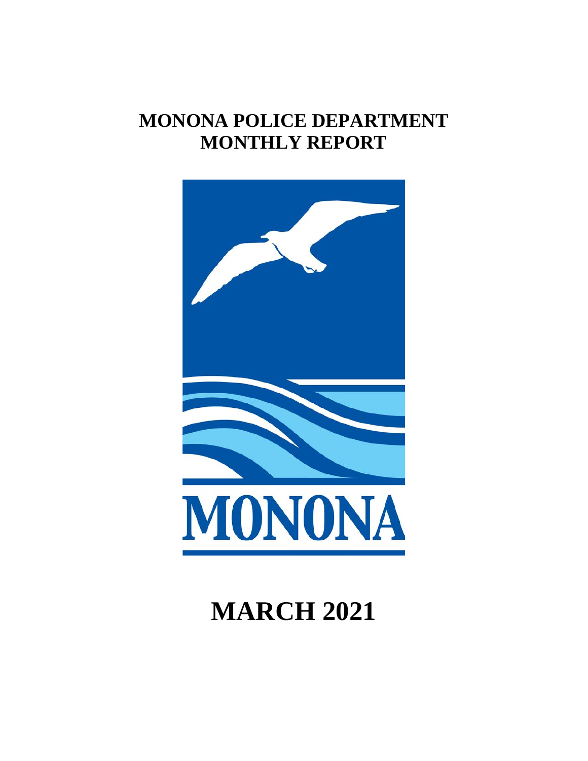# MONONA POLICE DEPARTMENT
# MONTHLY REPORT

MONONA

# MARCH 2021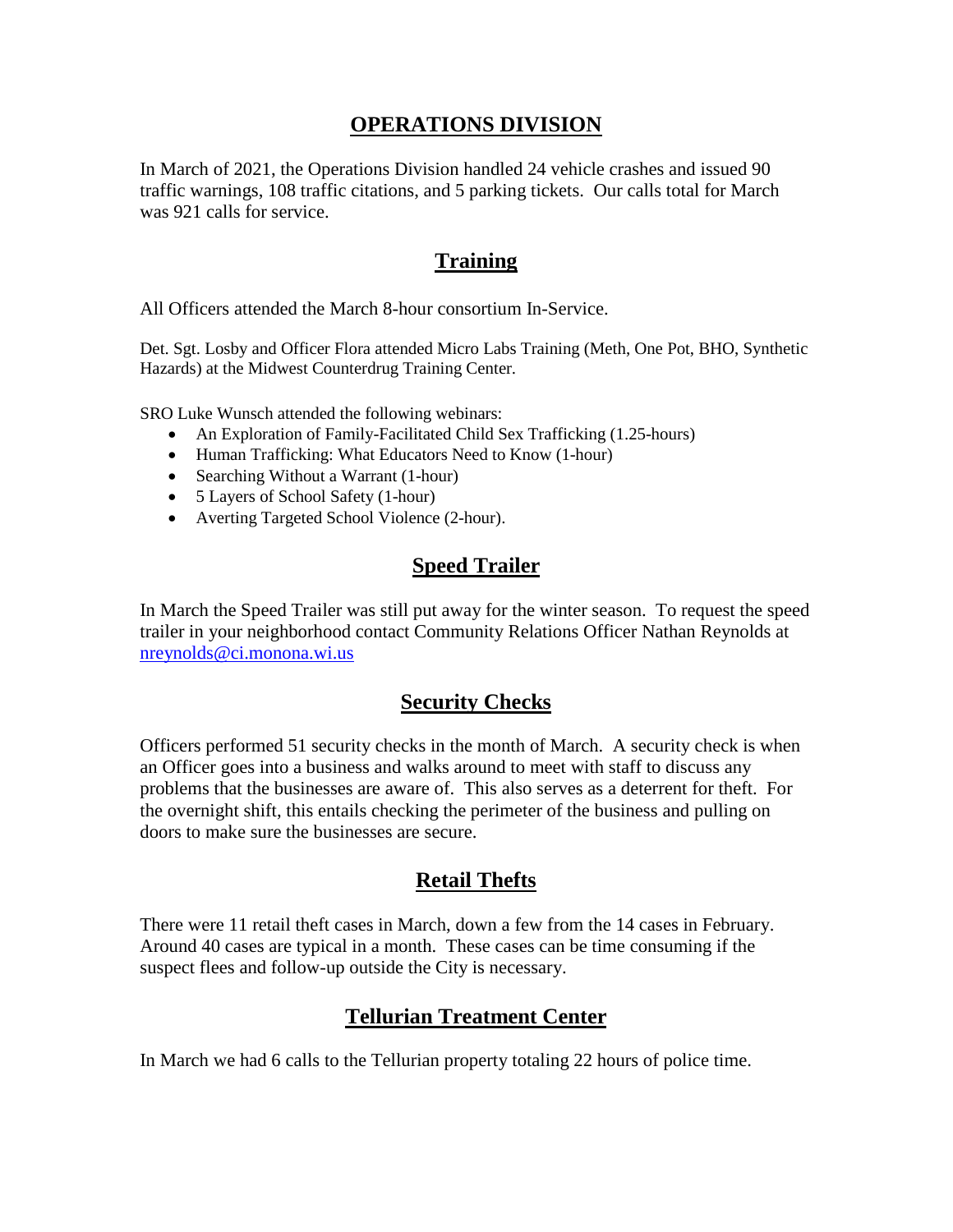# OPERATIONS DIVISION

In March of 2021, the Operations Division handled 24 vehicle crashes and issued 90 traffic warnings, 108 traffic citations, and 5 parking tickets. Our calls total for March was 921 calls for service.

## Training

All Officers attended the March 8-hour consortium In-Service.

Det. Sgt. Losby and Officer Flora attended Micro Labs Training (Meth, One Pot, BHO, Synthetic Hazards) at the Midwest Counterdrug Training Center.

SRO Luke Wunsch attended the following webinars:

- An Exploration of Family-Facilitated Child Sex Trafficking (1.25-hours)
- Human Trafficking: What Educators Need to Know (1-hour)
- Searching Without a Warrant (1-hour)
- 5 Layers of School Safety (1-hour)
- Averting Targeted School Violence (2-hour).

## Speed Trailer

In March the Speed Trailer was still put away for the winter season. To request the speed trailer in your neighborhood contact Community Relations Officer Nathan Reynolds at nreynolds@ci.monona.wi.us

## Security Checks

Officers performed 51 security checks in the month of March. A security check is when an Officer goes into a business and walks around to meet with staff to discuss any problems that the businesses are aware of. This also serves as a deterrent for theft. For the overnight shift, this entails checking the perimeter of the business and pulling on doors to make sure the businesses are secure.

## Retail Thefts

There were 11 retail theft cases in March, down a few from the 14 cases in February. Around 40 cases are typical in a month. These cases can be time consuming if the suspect flees and follow-up outside the City is necessary.

## Tellurian Treatment Center

In March we had 6 calls to the Tellurian property totaling 22 hours of police time.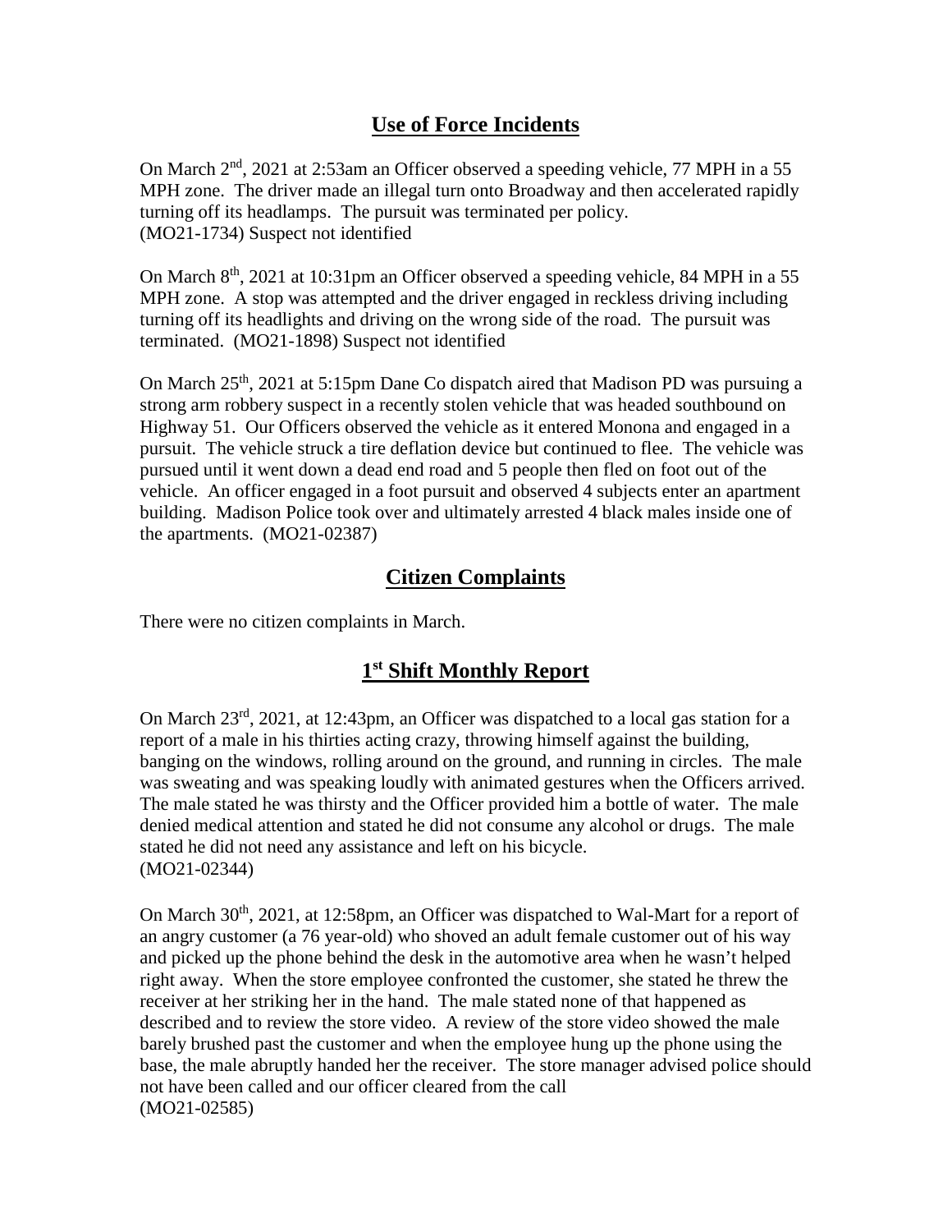## Use of Force Incidents

On March 2nd, 2021 at 2:53am an Officer observed a speeding vehicle, 77 MPH in a 55 MPH zone. The driver made an illegal turn onto Broadway and then accelerated rapidly turning off its headlamps. The pursuit was terminated per policy. (MO21-1734) Suspect not identified

On March 8th, 2021 at 10:31pm an Officer observed a speeding vehicle, 84 MPH in a 55 MPH zone. A stop was attempted and the driver engaged in reckless driving including turning off its headlights and driving on the wrong side of the road. The pursuit was terminated. (MO21-1898) Suspect not identified

On March 25th, 2021 at 5:15pm Dane Co dispatch aired that Madison PD was pursuing a strong arm robbery suspect in a recently stolen vehicle that was headed southbound on Highway 51. Our Officers observed the vehicle as it entered Monona and engaged in a pursuit. The vehicle struck a tire deflation device but continued to flee. The vehicle was pursued until it went down a dead end road and 5 people then fled on foot out of the vehicle. An officer engaged in a foot pursuit and observed 4 subjects enter an apartment building. Madison Police took over and ultimately arrested 4 black males inside one of the apartments. (MO21-02387)

## Citizen Complaints

There were no citizen complaints in March.

## 1st Shift Monthly Report

On March 23rd, 2021, at 12:43pm, an Officer was dispatched to a local gas station for a report of a male in his thirties acting crazy, throwing himself against the building, banging on the windows, rolling around on the ground, and running in circles. The male was sweating and was speaking loudly with animated gestures when the Officers arrived. The male stated he was thirsty and the Officer provided him a bottle of water. The male denied medical attention and stated he did not consume any alcohol or drugs. The male stated he did not need any assistance and left on his bicycle.
(MO21-02344)

On March 30th, 2021, at 12:58pm, an Officer was dispatched to Wal-Mart for a report of an angry customer (a 76 year-old) who shoved an adult female customer out of his way and picked up the phone behind the desk in the automotive area when he wasn't helped right away. When the store employee confronted the customer, she stated he threw the receiver at her striking her in the hand. The male stated none of that happened as described and to review the store video. A review of the store video showed the male barely brushed past the customer and when the employee hung up the phone using the base, the male abruptly handed her the receiver. The store manager advised police should not have been called and our officer cleared from the call
(MO21-02585)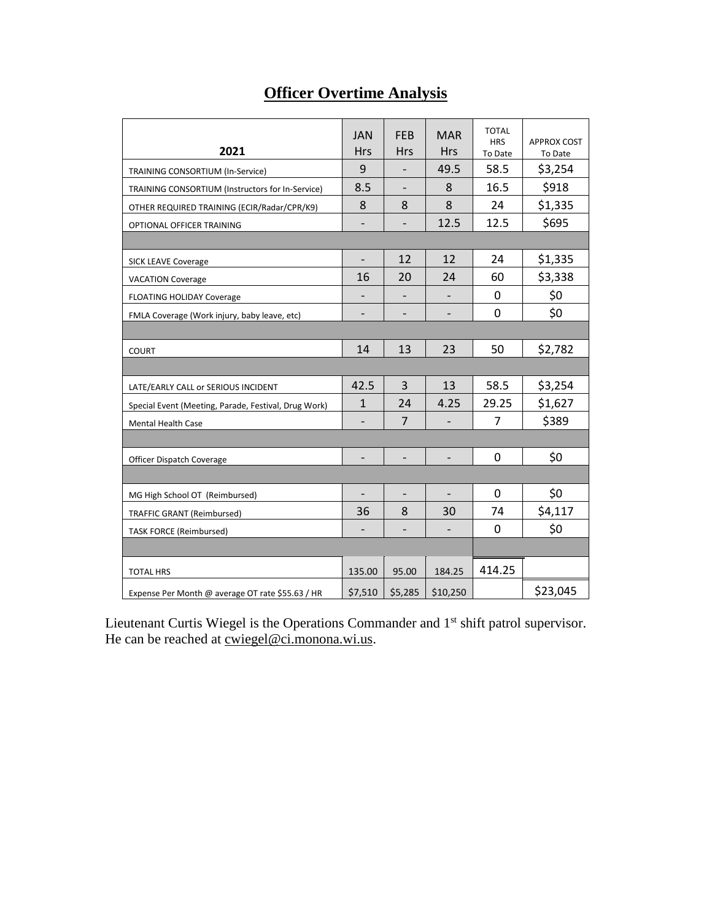## Officer Overtime Analysis

| 2021 | JAN Hrs | FEB Hrs | MAR Hrs | TOTAL HRS To Date | APPROX COST To Date |
|---|---|---|---|---|---|
| TRAINING CONSORTIUM (In-Service) | 9 | - | 49.5 | 58.5 | $3,254 |
| TRAINING CONSORTIUM (Instructors for In-Service) | 8.5 | - | 8 | 16.5 | $918 |
| OTHER REQUIRED TRAINING (ECIR/Radar/CPR/K9) | 8 | 8 | 8 | 24 | $1,335 |
| OPTIONAL OFFICER TRAINING | - | - | 12.5 | 12.5 | $695 |
| | | | | | |
| SICK LEAVE Coverage | - | 12 | 12 | 24 | $1,335 |
| VACATION Coverage | 16 | 20 | 24 | 60 | $3,338 |
| FLOATING HOLIDAY Coverage | - | - | - | 0 | $0 |
| FMLA Coverage (Work injury, baby leave, etc) | - | - | - | 0 | $0 |
| | | | | | |
| COURT | 14 | 13 | 23 | 50 | $2,782 |
| | | | | | |
| LATE/EARLY CALL or SERIOUS INCIDENT | 42.5 | 3 | 13 | 58.5 | $3,254 |
| Special Event (Meeting, Parade, Festival, Drug Work) | 1 | 24 | 4.25 | 29.25 | $1,627 |
| Mental Health Case | - | 7 | - | 7 | $389 |
| | | | | | |
| Officer Dispatch Coverage | - | - | - | 0 | $0 |
| | | | | | |
| MG High School OT (Reimbursed) | - | - | - | 0 | $0 |
| TRAFFIC GRANT (Reimbursed) | 36 | 8 | 30 | 74 | $4,117 |
| TASK FORCE (Reimbursed) | - | - | - | 0 | $0 |
| | | | | | |
| TOTAL HRS | 135.00 | 95.00 | 184.25 | 414.25 | |
| Expense Per Month @ average OT rate $55.63 / HR | $7,510 | $5,285 | $10,250 | | $23,045 |

Lieutenant Curtis Wiegel is the Operations Commander and 1st shift patrol supervisor. He can be reached at cwiegel@ci.monona.wi.us.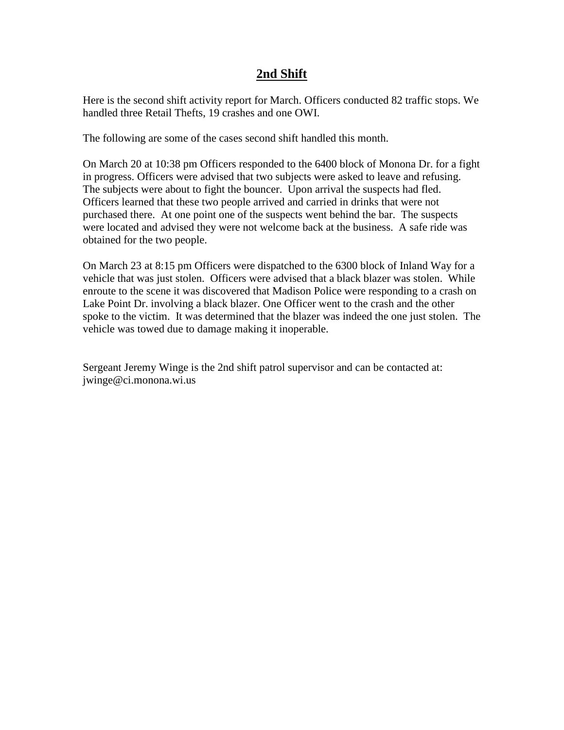## 2nd Shift

Here is the second shift activity report for March. Officers conducted 82 traffic stops. We handled three Retail Thefts, 19 crashes and one OWI.

The following are some of the cases second shift handled this month.

On March 20 at 10:38 pm Officers responded to the 6400 block of Monona Dr. for a fight in progress. Officers were advised that two subjects were asked to leave and refusing. The subjects were about to fight the bouncer. Upon arrival the suspects had fled. Officers learned that these two people arrived and carried in drinks that were not purchased there. At one point one of the suspects went behind the bar. The suspects were located and advised they were not welcome back at the business. A safe ride was obtained for the two people.

On March 23 at 8:15 pm Officers were dispatched to the 6300 block of Inland Way for a vehicle that was just stolen. Officers were advised that a black blazer was stolen. While enroute to the scene it was discovered that Madison Police were responding to a crash on Lake Point Dr. involving a black blazer. One Officer went to the crash and the other spoke to the victim. It was determined that the blazer was indeed the one just stolen. The vehicle was towed due to damage making it inoperable.

Sergeant Jeremy Winge is the 2nd shift patrol supervisor and can be contacted at: jwinge@ci.monona.wi.us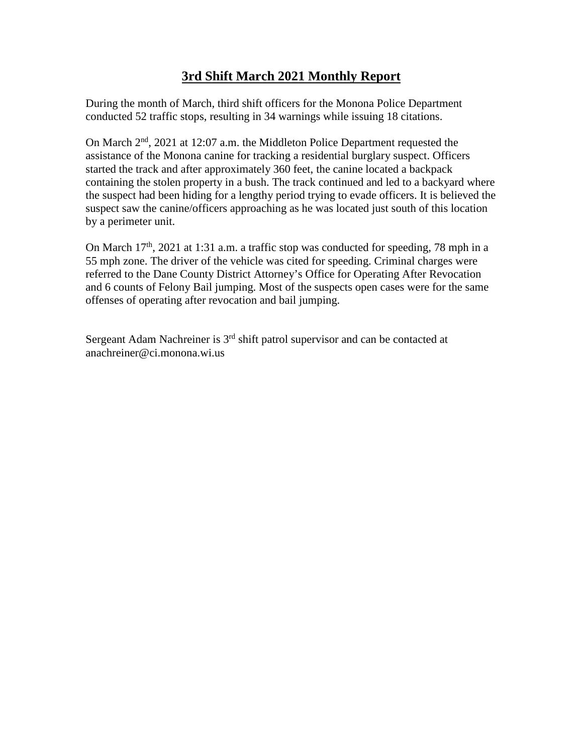# 3rd Shift March 2021 Monthly Report

During the month of March, third shift officers for the Monona Police Department conducted 52 traffic stops, resulting in 34 warnings while issuing 18 citations.

On March 2nd, 2021 at 12:07 a.m. the Middleton Police Department requested the assistance of the Monona canine for tracking a residential burglary suspect. Officers started the track and after approximately 360 feet, the canine located a backpack containing the stolen property in a bush. The track continued and led to a backyard where the suspect had been hiding for a lengthy period trying to evade officers. It is believed the suspect saw the canine/officers approaching as he was located just south of this location by a perimeter unit.

On March 17th, 2021 at 1:31 a.m. a traffic stop was conducted for speeding, 78 mph in a 55 mph zone. The driver of the vehicle was cited for speeding. Criminal charges were referred to the Dane County District Attorney's Office for Operating After Revocation and 6 counts of Felony Bail jumping. Most of the suspects open cases were for the same offenses of operating after revocation and bail jumping.

Sergeant Adam Nachreiner is 3rd shift patrol supervisor and can be contacted at anachreiner@ci.monona.wi.us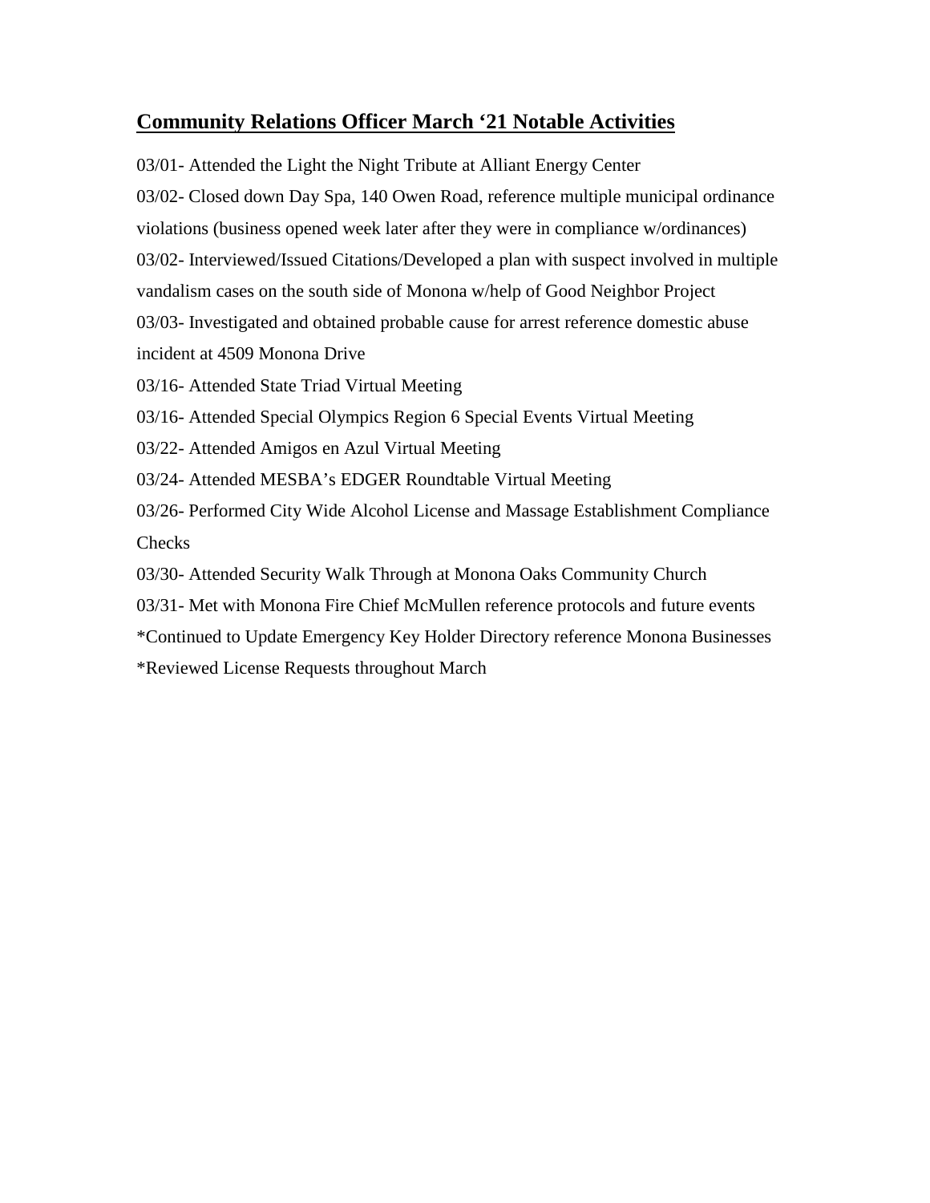## **Community Relations Officer March '21 Notable Activities**

03/01- Attended the Light the Night Tribute at Alliant Energy Center

03/02- Closed down Day Spa, 140 Owen Road, reference multiple municipal ordinance violations (business opened week later after they were in compliance w/ordinances)

03/02- Interviewed/Issued Citations/Developed a plan with suspect involved in multiple vandalism cases on the south side of Monona w/help of Good Neighbor Project

03/03- Investigated and obtained probable cause for arrest reference domestic abuse incident at 4509 Monona Drive

03/16- Attended State Triad Virtual Meeting

03/16- Attended Special Olympics Region 6 Special Events Virtual Meeting

03/22- Attended Amigos en Azul Virtual Meeting

03/24- Attended MESBA's EDGER Roundtable Virtual Meeting

03/26- Performed City Wide Alcohol License and Massage Establishment Compliance Checks

03/30- Attended Security Walk Through at Monona Oaks Community Church

03/31- Met with Monona Fire Chief McMullen reference protocols and future events

*Continued to Update Emergency Key Holder Directory reference Monona Businesses

*Reviewed License Requests throughout March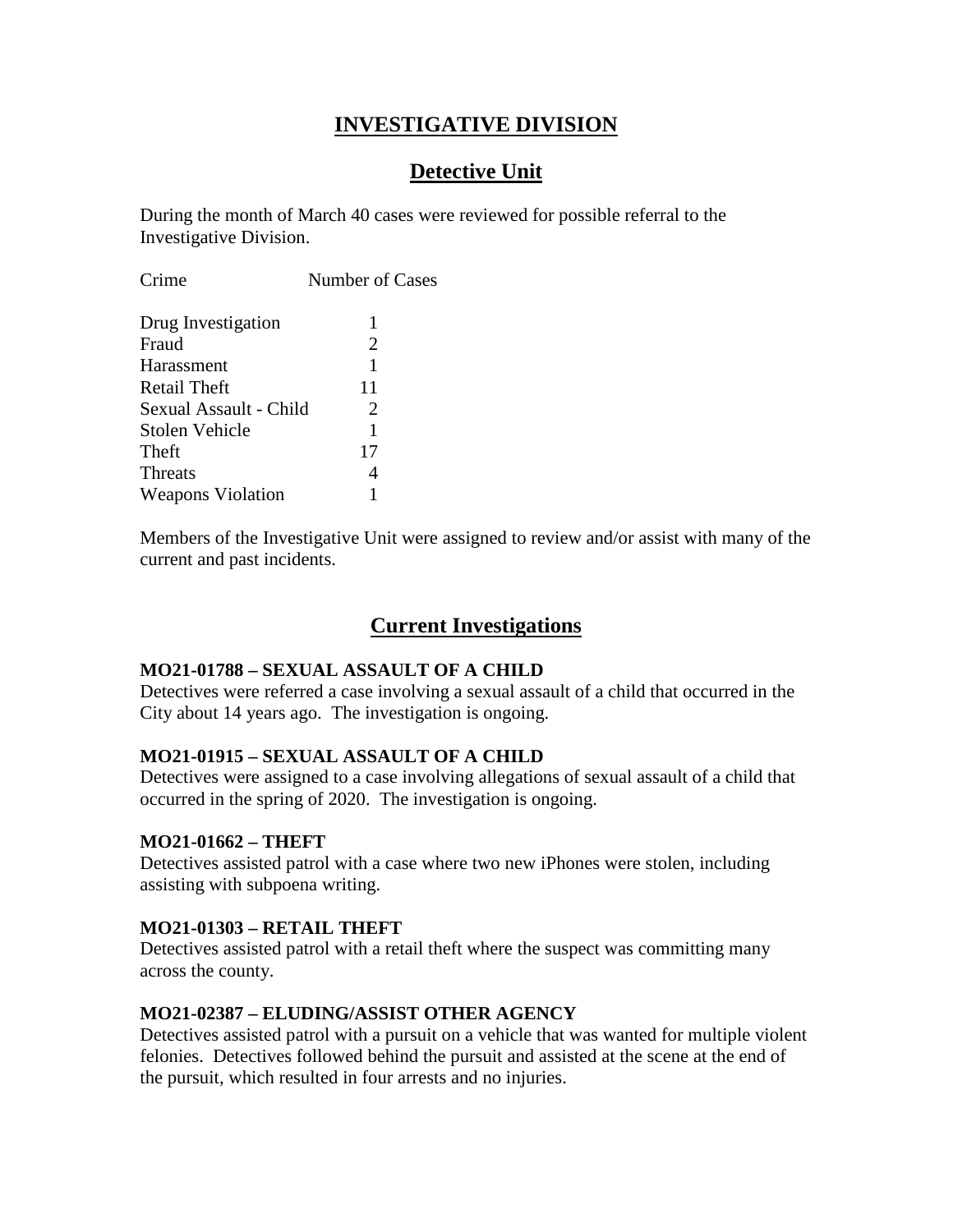# INVESTIGATIVE DIVISION

## Detective Unit

During the month of March 40 cases were reviewed for possible referral to the Investigative Division.

| Crime | Number of Cases |
|---|---|
| Drug Investigation | 1 |
| Fraud | 2 |
| Harassment | 1 |
| Retail Theft | 11 |
| Sexual Assault - Child | 2 |
| Stolen Vehicle | 1 |
| Theft | 17 |
| Threats | 4 |
| Weapons Violation | 1 |

Members of the Investigative Unit were assigned to review and/or assist with many of the current and past incidents.

## Current Investigations

**MO21-01788 – SEXUAL ASSAULT OF A CHILD**
Detectives were referred a case involving a sexual assault of a child that occurred in the City about 14 years ago. The investigation is ongoing.

**MO21-01915 – SEXUAL ASSAULT OF A CHILD**
Detectives were assigned to a case involving allegations of sexual assault of a child that occurred in the spring of 2020. The investigation is ongoing.

**MO21-01662 – THEFT**
Detectives assisted patrol with a case where two new iPhones were stolen, including assisting with subpoena writing.

**MO21-01303 – RETAIL THEFT**
Detectives assisted patrol with a retail theft where the suspect was committing many across the county.

**MO21-02387 – ELUDING/ASSIST OTHER AGENCY**
Detectives assisted patrol with a pursuit on a vehicle that was wanted for multiple violent felonies. Detectives followed behind the pursuit and assisted at the scene at the end of the pursuit, which resulted in four arrests and no injuries.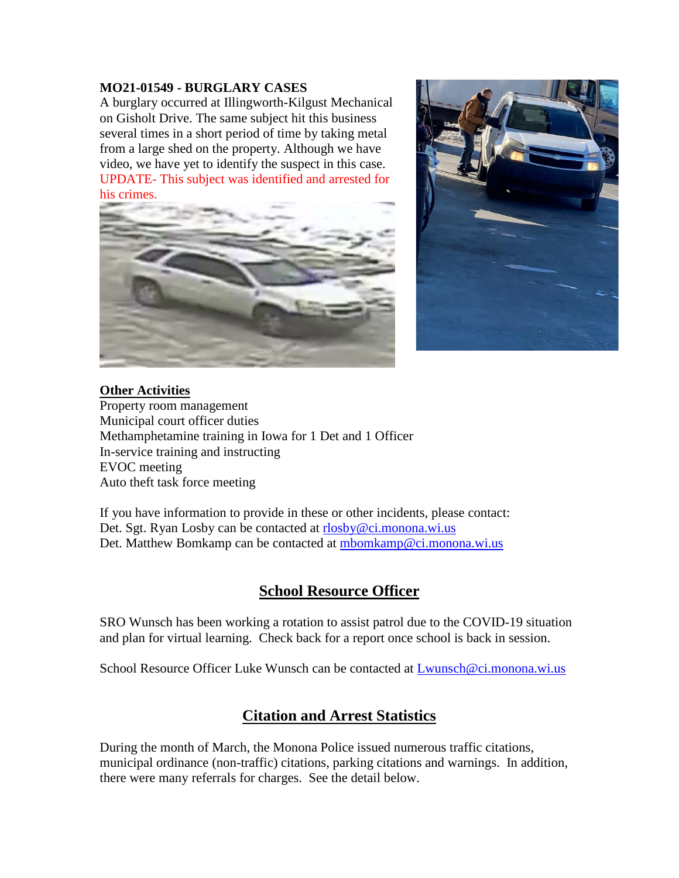**MO21-01549 - BURGLARY CASES**

A burglary occurred at Illingworth-Kilgust Mechanical on Gisholt Drive. The same subject hit this business several times in a short period of time by taking metal from a large shed on the property. Although we have video, we have yet to identify the suspect in this case. UPDATE- This subject was identified and arrested for his crimes.

**Other Activities**

Property room management
Municipal court officer duties
Methamphetamine training in Iowa for 1 Det and 1 Officer
In-service training and instructing
EVOC meeting
Auto theft task force meeting

If you have information to provide in these or other incidents, please contact:
Det. Sgt. Ryan Losby can be contacted at rlosby@ci.monona.wi.us
Det. Matthew Bomkamp can be contacted at mbomkamp@ci.monona.wi.us

## School Resource Officer

SRO Wunsch has been working a rotation to assist patrol due to the COVID-19 situation and plan for virtual learning. Check back for a report once school is back in session.

School Resource Officer Luke Wunsch can be contacted at Lwunsch@ci.monona.wi.us

## Citation and Arrest Statistics

During the month of March, the Monona Police issued numerous traffic citations, municipal ordinance (non-traffic) citations, parking citations and warnings. In addition, there were many referrals for charges. See the detail below.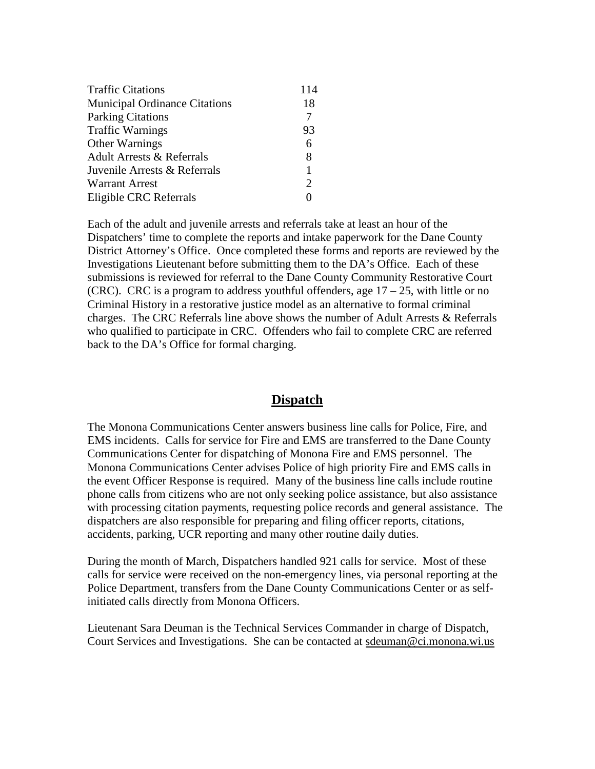| | |
|---|---|
| Traffic Citations | 114 |
| Municipal Ordinance Citations | 18 |
| Parking Citations | 7 |
| Traffic Warnings | 93 |
| Other Warnings | 6 |
| Adult Arrests & Referrals | 8 |
| Juvenile Arrests & Referrals | 1 |
| Warrant Arrest | 2 |
| Eligible CRC Referrals | 0 |

Each of the adult and juvenile arrests and referrals take at least an hour of the Dispatchers' time to complete the reports and intake paperwork for the Dane County District Attorney's Office. Once completed these forms and reports are reviewed by the Investigations Lieutenant before submitting them to the DA's Office. Each of these submissions is reviewed for referral to the Dane County Community Restorative Court (CRC). CRC is a program to address youthful offenders, age 17 – 25, with little or no Criminal History in a restorative justice model as an alternative to formal criminal charges. The CRC Referrals line above shows the number of Adult Arrests & Referrals who qualified to participate in CRC. Offenders who fail to complete CRC are referred back to the DA's Office for formal charging.

## Dispatch

The Monona Communications Center answers business line calls for Police, Fire, and EMS incidents. Calls for service for Fire and EMS are transferred to the Dane County Communications Center for dispatching of Monona Fire and EMS personnel. The Monona Communications Center advises Police of high priority Fire and EMS calls in the event Officer Response is required. Many of the business line calls include routine phone calls from citizens who are not only seeking police assistance, but also assistance with processing citation payments, requesting police records and general assistance. The dispatchers are also responsible for preparing and filing officer reports, citations, accidents, parking, UCR reporting and many other routine daily duties.

During the month of March, Dispatchers handled 921 calls for service. Most of these calls for service were received on the non-emergency lines, via personal reporting at the Police Department, transfers from the Dane County Communications Center or as self-initiated calls directly from Monona Officers.

Lieutenant Sara Deuman is the Technical Services Commander in charge of Dispatch, Court Services and Investigations. She can be contacted at sdeuman@ci.monona.wi.us